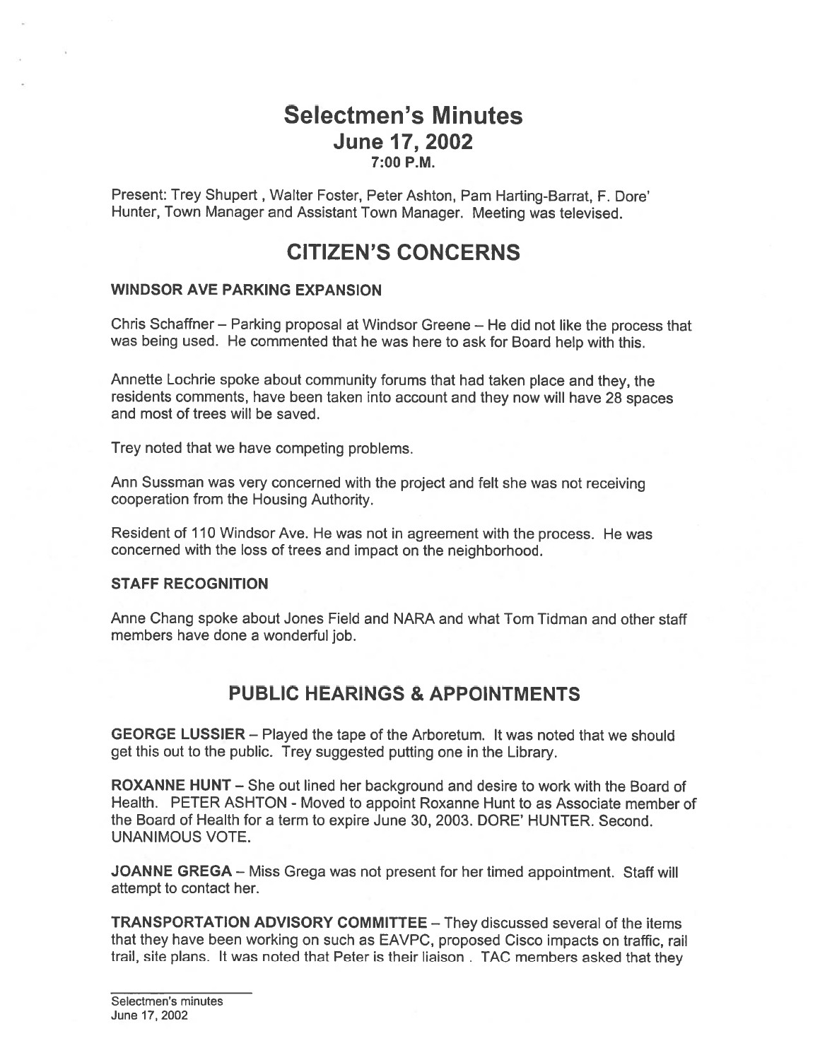# Selectmen's Minutes

## June 17, 2002

### 7:00 P.M.

Present: Trey Shupert , Walter Foster, Peter Ashton, Pam Harting-Barrat, F. Dore' Hunter, Town Manager and Assistant Town Manager. Meeting was televised.

# CITIZEN'S CONCERNS

**WINDSOR AVE PARKING EXPANSION**

Chris Schaffner – Parking proposal at Windsor Greene – He did not like the process that was being used. He commented that he was here to ask for Board help with this.

Annette Lochrie spoke about community forums that had taken place and they, the residents comments, have been taken into account and they now will have 28 spaces and most of trees will be saved.

Trey noted that we have competing problems.

Ann Sussman was very concerned with the project and felt she was not receiving cooperation from the Housing Authority.

Resident of 110 Windsor Ave. He was not in agreement with the process. He was concerned with the loss of trees and impact on the neighborhood.

**STAFF RECOGNITION**

Anne Chang spoke about Jones Field and NARA and what Tom Tidman and other staff members have done a wonderful job.

# PUBLIC HEARINGS & APPOINTMENTS

**GEORGE LUSSIER** – Played the tape of the Arboretum. It was noted that we should get this out to the public. Trey suggested putting one in the Library.

**ROXANNE HUNT** – She out lined her background and desire to work with the Board of Health. PETER ASHTON - Moved to appoint Roxanne Hunt to as Associate member of the Board of Health for a term to expire June 30, 2003. DORE' HUNTER. Second. UNANIMOUS VOTE.

**JOANNE GREGA** – Miss Grega was not present for her timed appointment. Staff will attempt to contact her.

**TRANSPORTATION ADVISORY COMMITTEE** – They discussed several of the items that they have been working on such as EAVPC, proposed Cisco impacts on traffic, rail trail, site plans. It was noted that Peter is their liaison . TAC members asked that they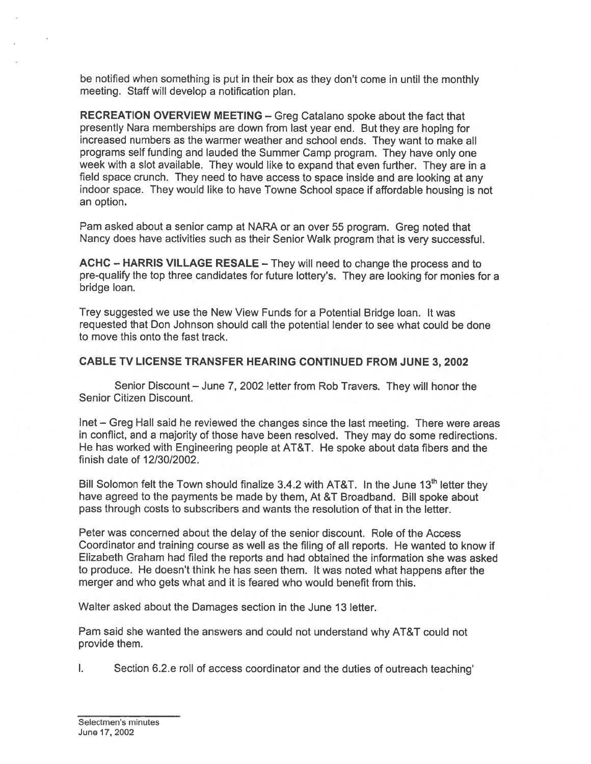be notified when something is put in their box as they don't come in until the monthly meeting. Staff will develop a notification plan.

**RECREATION OVERVIEW MEETING** – Greg Catalano spoke about the fact that presently Nara memberships are down from last year end. But they are hoping for increased numbers as the warmer weather and school ends. They want to make all programs self funding and lauded the Summer Camp program. They have only one week with a slot available. They would like to expand that even further. They are in a field space crunch. They need to have access to space inside and are looking at any indoor space. They would like to have Towne School space if affordable housing is not an option.

Pam asked about a senior camp at NARA or an over 55 program. Greg noted that Nancy does have activities such as their Senior Walk program that is very successful.

**ACHC – HARRIS VILLAGE RESALE** – They will need to change the process and to pre-qualify the top three candidates for future lottery's. They are looking for monies for a bridge loan.

Trey suggested we use the New View Funds for a Potential Bridge loan. It was requested that Don Johnson should call the potential lender to see what could be done to move this onto the fast track.

**CABLE TV LICENSE TRANSFER HEARING CONTINUED FROM JUNE 3, 2002**

Senior Discount – June 7, 2002 letter from Rob Travers. They will honor the Senior Citizen Discount.

Inet – Greg Hall said he reviewed the changes since the last meeting. There were areas in conflict, and a majority of those have been resolved. They may do some redirections. He has worked with Engineering people at AT&T. He spoke about data fibers and the finish date of 12/30/2002.

Bill Solomon felt the Town should finalize 3.4.2 with AT&T. In the June 13th letter they have agreed to the payments be made by them, At &T Broadband. Bill spoke about pass through costs to subscribers and wants the resolution of that in the letter.

Peter was concerned about the delay of the senior discount. Role of the Access Coordinator and training course as well as the filing of all reports. He wanted to know if Elizabeth Graham had filed the reports and had obtained the information she was asked to produce. He doesn't think he has seen them. It was noted what happens after the merger and who gets what and it is feared who would benefit from this.

Walter asked about the Damages section in the June 13 letter.

Pam said she wanted the answers and could not understand why AT&T could not provide them.

I. Section 6.2.e roll of access coordinator and the duties of outreach teaching'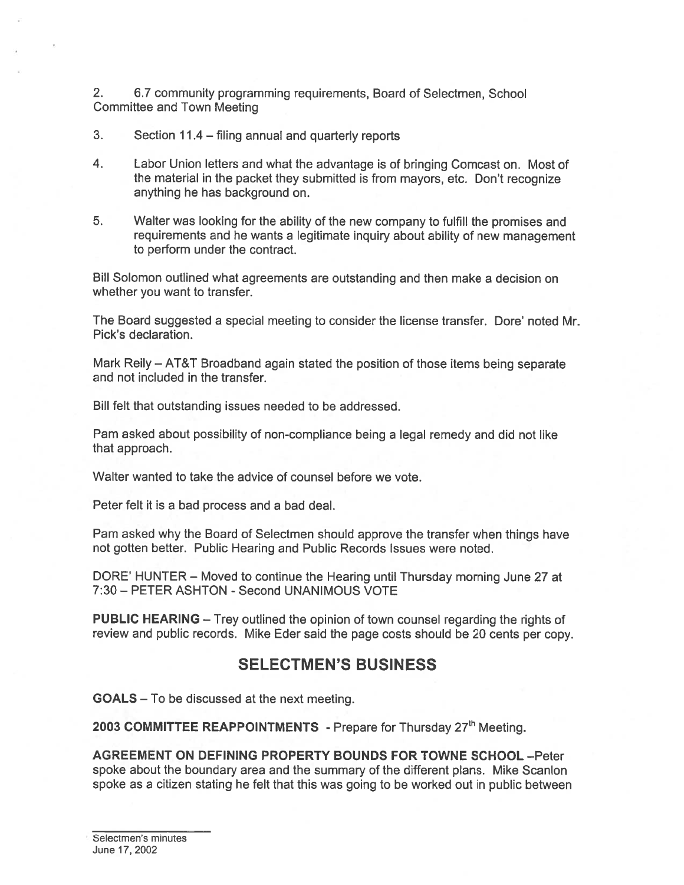2. 6.7 community programming requirements, Board of Selectmen, School Committee and Town Meeting

3. Section 11.4 – filing annual and quarterly reports

4. Labor Union letters and what the advantage is of bringing Comcast on. Most of the material in the packet they submitted is from mayors, etc. Don't recognize anything he has background on.

5. Walter was looking for the ability of the new company to fulfill the promises and requirements and he wants a legitimate inquiry about ability of new management to perform under the contract.

Bill Solomon outlined what agreements are outstanding and then make a decision on whether you want to transfer.

The Board suggested a special meeting to consider the license transfer. Dore' noted Mr. Pick's declaration.

Mark Reily – AT&T Broadband again stated the position of those items being separate and not included in the transfer.

Bill felt that outstanding issues needed to be addressed.

Pam asked about possibility of non-compliance being a legal remedy and did not like that approach.

Walter wanted to take the advice of counsel before we vote.

Peter felt it is a bad process and a bad deal.

Pam asked why the Board of Selectmen should approve the transfer when things have not gotten better. Public Hearing and Public Records Issues were noted.

DORE' HUNTER – Moved to continue the Hearing until Thursday morning June 27 at 7:30 – PETER ASHTON - Second UNANIMOUS VOTE

**PUBLIC HEARING** – Trey outlined the opinion of town counsel regarding the rights of review and public records. Mike Eder said the page costs should be 20 cents per copy.

## SELECTMEN'S BUSINESS

**GOALS** – To be discussed at the next meeting.

**2003 COMMITTEE REAPPOINTMENTS** - Prepare for Thursday 27th Meeting.

**AGREEMENT ON DEFINING PROPERTY BOUNDS FOR TOWNE SCHOOL** –Peter spoke about the boundary area and the summary of the different plans. Mike Scanlon spoke as a citizen stating he felt that this was going to be worked out in public between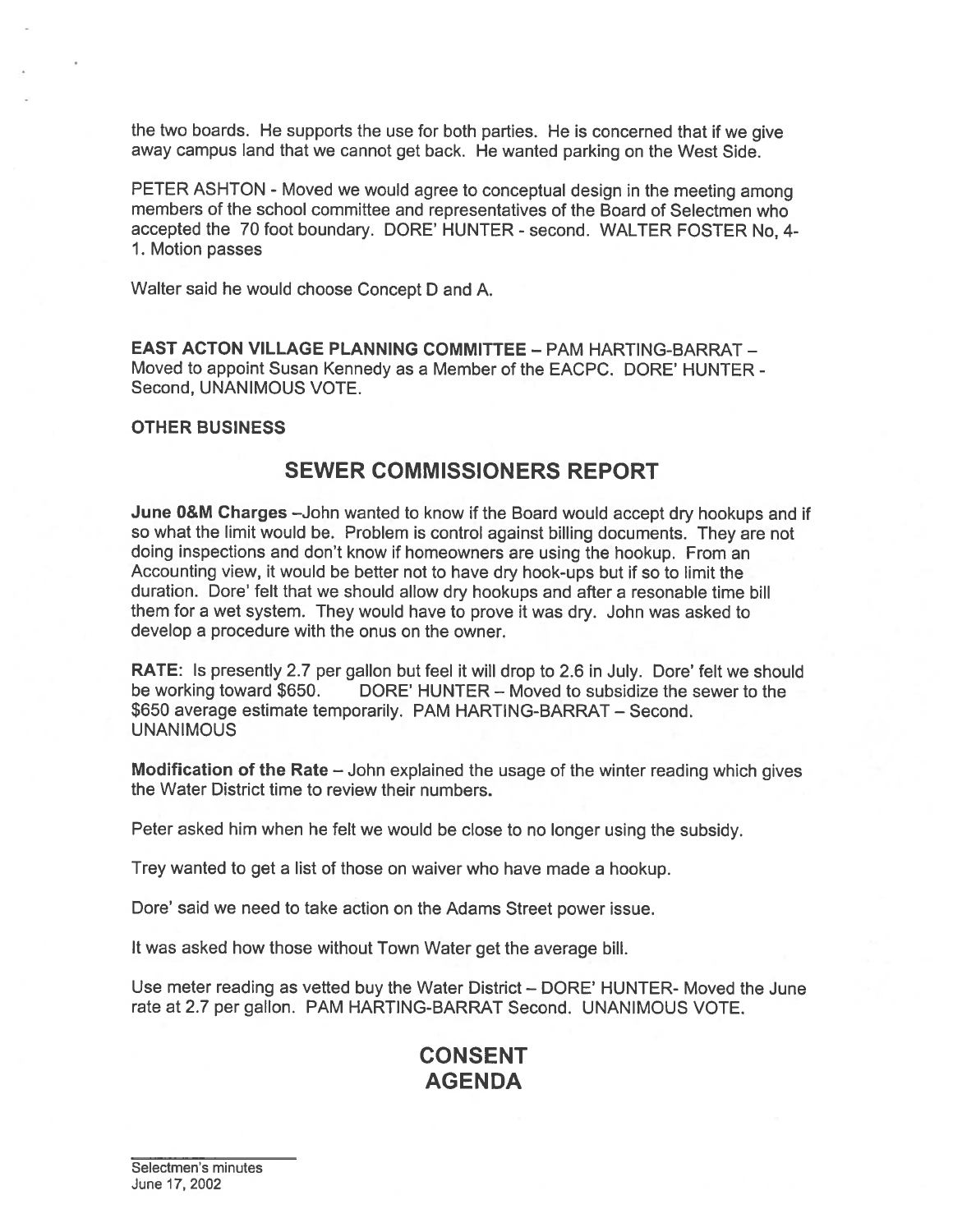the two boards. He supports the use for both parties. He is concerned that if we give away campus land that we cannot get back. He wanted parking on the West Side.

PETER ASHTON - Moved we would agree to conceptual design in the meeting among members of the school committee and representatives of the Board of Selectmen who accepted the 70 foot boundary. DORE' HUNTER - second. WALTER FOSTER No, 4-1. Motion passes

Walter said he would choose Concept D and A.

**EAST ACTON VILLAGE PLANNING COMMITTEE** – PAM HARTING-BARRAT – Moved to appoint Susan Kennedy as a Member of the EACPC. DORE' HUNTER - Second, UNANIMOUS VOTE.

**OTHER BUSINESS**

## SEWER COMMISSIONERS REPORT

**June 0&M Charges** –John wanted to know if the Board would accept dry hookups and if so what the limit would be. Problem is control against billing documents. They are not doing inspections and don't know if homeowners are using the hookup. From an Accounting view, it would be better not to have dry hook-ups but if so to limit the duration. Dore' felt that we should allow dry hookups and after a resonable time bill them for a wet system. They would have to prove it was dry. John was asked to develop a procedure with the onus on the owner.

**RATE:** Is presently 2.7 per gallon but feel it will drop to 2.6 in July. Dore' felt we should be working toward $650. DORE' HUNTER – Moved to subsidize the sewer to the $650 average estimate temporarily. PAM HARTING-BARRAT – Second. UNANIMOUS

**Modification of the Rate** – John explained the usage of the winter reading which gives the Water District time to review their numbers.

Peter asked him when he felt we would be close to no longer using the subsidy.

Trey wanted to get a list of those on waiver who have made a hookup.

Dore' said we need to take action on the Adams Street power issue.

It was asked how those without Town Water get the average bill.

Use meter reading as vetted buy the Water District – DORE' HUNTER- Moved the June rate at 2.7 per gallon. PAM HARTING-BARRAT Second. UNANIMOUS VOTE.

## CONSENT AGENDA

Selectmen's minutes
June 17, 2002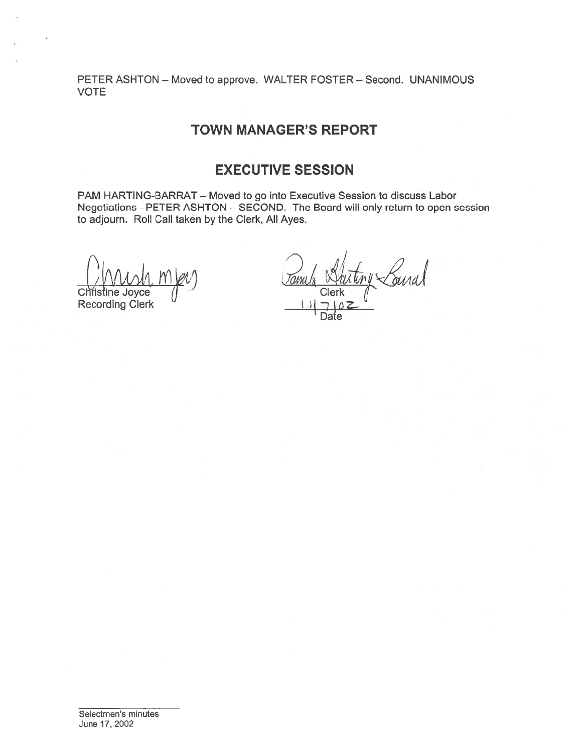PETER ASHTON – Moved to approve. WALTER FOSTER – Second. UNANIMOUS VOTE

## TOWN MANAGER'S REPORT

## EXECUTIVE SESSION

PAM HARTING-BARRAT – Moved to go into Executive Session to discuss Labor Negotiations –PETER ASHTON – SECOND. The Board will only return to open session to adjourn. Roll Call taken by the Clerk, All Ayes.

Christine Joyce
Recording Clerk

Clerk

1/7/02
Date

Selectmen's minutes
June 17, 2002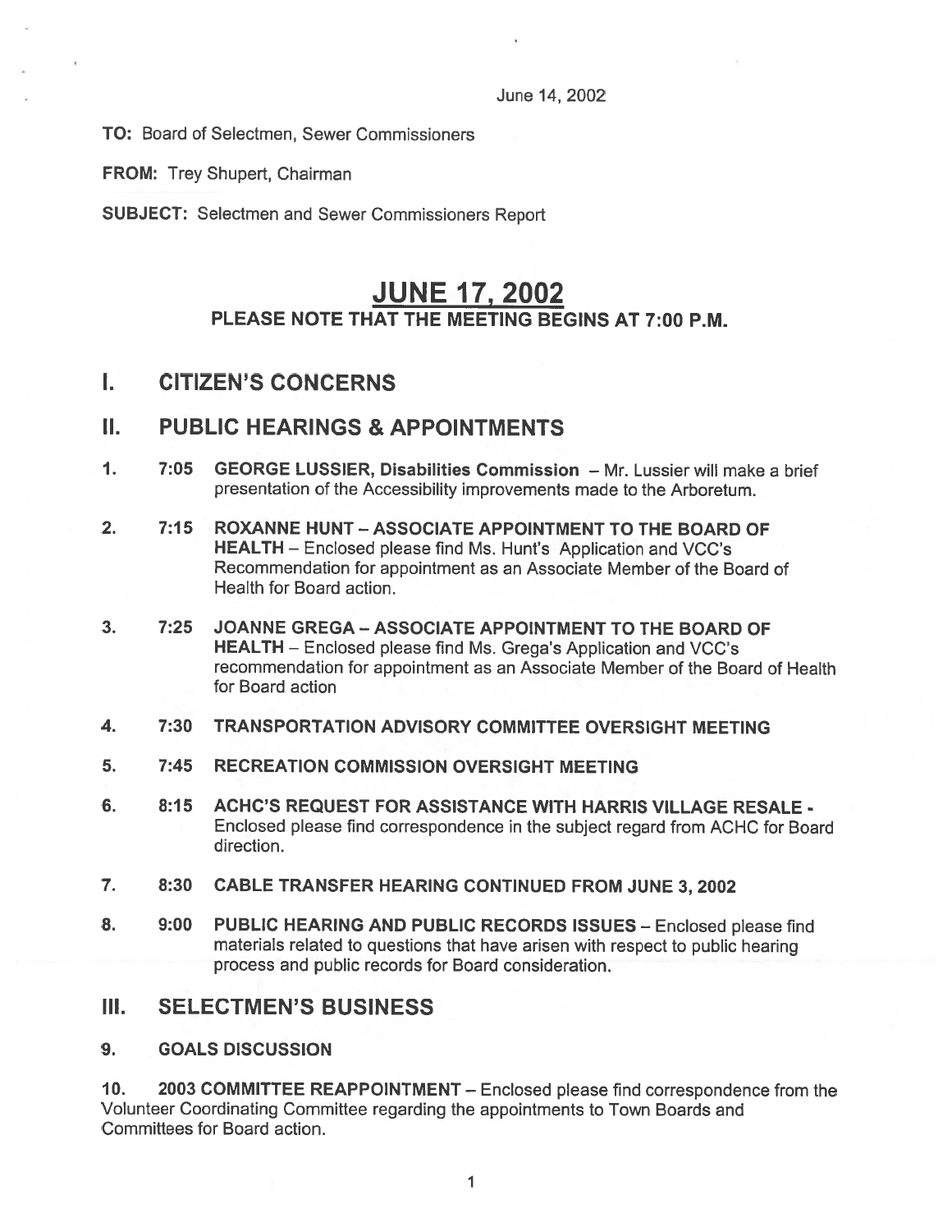June 14, 2002

**TO:** Board of Selectmen, Sewer Commissioners

**FROM:** Trey Shupert, Chairman

**SUBJECT:** Selectmen and Sewer Commissioners Report

# JUNE 17, 2002

## PLEASE NOTE THAT THE MEETING BEGINS AT 7:00 P.M.

## I. CITIZEN'S CONCERNS

## II. PUBLIC HEARINGS & APPOINTMENTS

1. **7:05 GEORGE LUSSIER, Disabilities Commission** – Mr. Lussier will make a brief presentation of the Accessibility improvements made to the Arboretum.

2. **7:15 ROXANNE HUNT – ASSOCIATE APPOINTMENT TO THE BOARD OF HEALTH** – Enclosed please find Ms. Hunt's Application and VCC's Recommendation for appointment as an Associate Member of the Board of Health for Board action.

3. **7:25 JOANNE GREGA – ASSOCIATE APPOINTMENT TO THE BOARD OF HEALTH** – Enclosed please find Ms. Grega's Application and VCC's recommendation for appointment as an Associate Member of the Board of Health for Board action

4. **7:30 TRANSPORTATION ADVISORY COMMITTEE OVERSIGHT MEETING**

5. **7:45 RECREATION COMMISSION OVERSIGHT MEETING**

6. **8:15 ACHC'S REQUEST FOR ASSISTANCE WITH HARRIS VILLAGE RESALE -** Enclosed please find correspondence in the subject regard from ACHC for Board direction.

7. **8:30 CABLE TRANSFER HEARING CONTINUED FROM JUNE 3, 2002**

8. **9:00 PUBLIC HEARING AND PUBLIC RECORDS ISSUES** – Enclosed please find materials related to questions that have arisen with respect to public hearing process and public records for Board consideration.

## III. SELECTMEN'S BUSINESS

9. **GOALS DISCUSSION**

10. **2003 COMMITTEE REAPPOINTMENT** – Enclosed please find correspondence from the Volunteer Coordinating Committee regarding the appointments to Town Boards and Committees for Board action.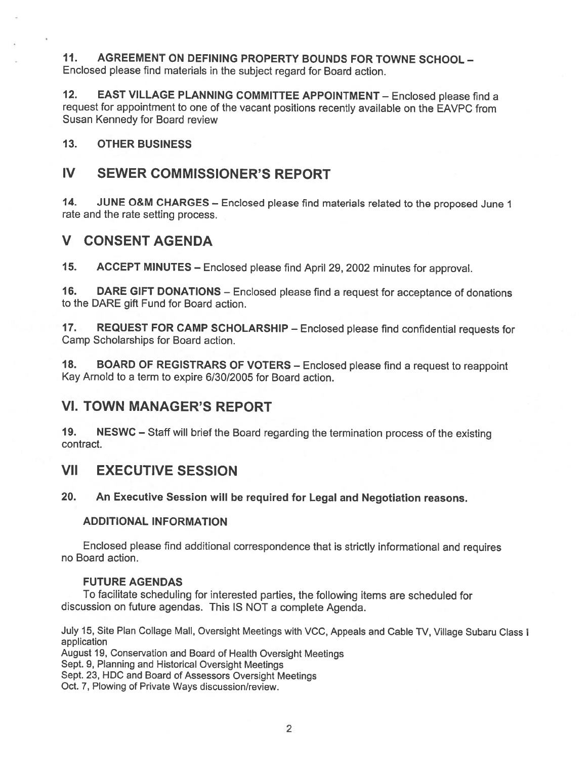**11. AGREEMENT ON DEFINING PROPERTY BOUNDS FOR TOWNE SCHOOL –** Enclosed please find materials in the subject regard for Board action.

**12. EAST VILLAGE PLANNING COMMITTEE APPOINTMENT** – Enclosed please find a request for appointment to one of the vacant positions recently available on the EAVPC from Susan Kennedy for Board review

**13. OTHER BUSINESS**

## IV SEWER COMMISSIONER'S REPORT

**14. JUNE O&M CHARGES** – Enclosed please find materials related to the proposed June 1 rate and the rate setting process.

## V CONSENT AGENDA

**15. ACCEPT MINUTES** – Enclosed please find April 29, 2002 minutes for approval.

**16. DARE GIFT DONATIONS** – Enclosed please find a request for acceptance of donations to the DARE gift Fund for Board action.

**17. REQUEST FOR CAMP SCHOLARSHIP** – Enclosed please find confidential requests for Camp Scholarships for Board action.

**18. BOARD OF REGISTRARS OF VOTERS** – Enclosed please find a request to reappoint Kay Arnold to a term to expire 6/30/2005 for Board action.

## VI. TOWN MANAGER'S REPORT

**19. NESWC** – Staff will brief the Board regarding the termination process of the existing contract.

## VII EXECUTIVE SESSION

**20. An Executive Session will be required for Legal and Negotiation reasons.**

### ADDITIONAL INFORMATION

Enclosed please find additional correspondence that is strictly informational and requires no Board action.

### FUTURE AGENDAS

To facilitate scheduling for interested parties, the following items are scheduled for discussion on future agendas. This IS NOT a complete Agenda.

July 15, Site Plan Collage Mall, Oversight Meetings with VCC, Appeals and Cable TV, Village Subaru Class I application
August 19, Conservation and Board of Health Oversight Meetings
Sept. 9, Planning and Historical Oversight Meetings
Sept. 23, HDC and Board of Assessors Oversight Meetings
Oct. 7, Plowing of Private Ways discussion/review.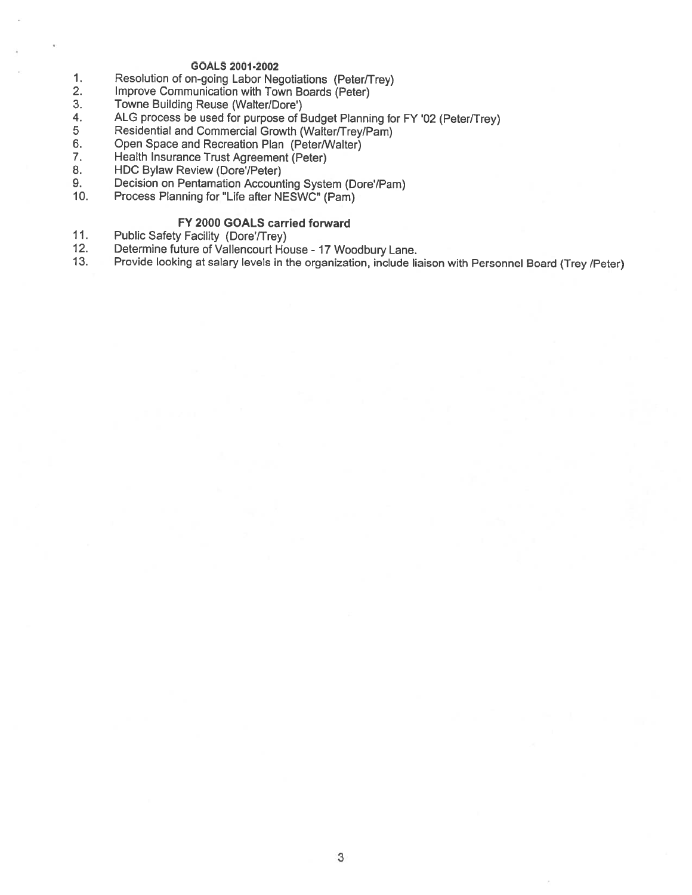### GOALS 2001-2002

1. Resolution of on-going Labor Negotiations (Peter/Trey)
2. Improve Communication with Town Boards (Peter)
3. Towne Building Reuse (Walter/Dore')
4. ALG process be used for purpose of Budget Planning for FY '02 (Peter/Trey)
5. Residential and Commercial Growth (Walter/Trey/Pam)
6. Open Space and Recreation Plan (Peter/Walter)
7. Health Insurance Trust Agreement (Peter)
8. HDC Bylaw Review (Dore'/Peter)
9. Decision on Pentamation Accounting System (Dore'/Pam)
10. Process Planning for "Life after NESWC" (Pam)

### FY 2000 GOALS carried forward

11. Public Safety Facility (Dore'/Trey)
12. Determine future of Vallencourt House - 17 Woodbury Lane.
13. Provide looking at salary levels in the organization, include liaison with Personnel Board (Trey /Peter)